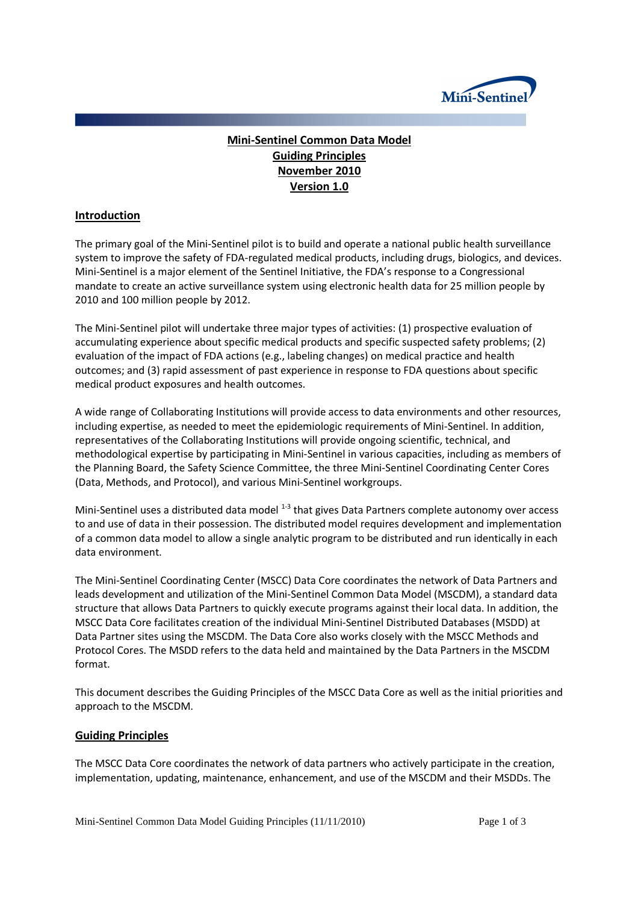# Mini-Sentinel Common Data Model Guiding Principles November 2010 Version 1.0

## Introduction

The primary goal of the Mini-Sentinel pilot is to build and operate a national public health surveillance system to improve the safety of FDA-regulated medical products, including drugs, biologics, and devices. Mini-Sentinel is a major element of the Sentinel Initiative, the FDA's response to a Congressional mandate to create an active surveillance system using electronic health data for 25 million people by 2010 and 100 million people by 2012.

The Mini-Sentinel pilot will undertake three major types of activities: (1) prospective evaluation of accumulating experience about specific medical products and specific suspected safety problems; (2) evaluation of the impact of FDA actions (e.g., labeling changes) on medical practice and health outcomes; and (3) rapid assessment of past experience in response to FDA questions about specific medical product exposures and health outcomes.

A wide range of Collaborating Institutions will provide access to data environments and other resources, including expertise, as needed to meet the epidemiologic requirements of Mini-Sentinel. In addition, representatives of the Collaborating Institutions will provide ongoing scientific, technical, and methodological expertise by participating in Mini-Sentinel in various capacities, including as members of the Planning Board, the Safety Science Committee, the three Mini-Sentinel Coordinating Center Cores (Data, Methods, and Protocol), and various Mini-Sentinel workgroups.

Mini-Sentinel uses a distributed data model [1-3] that gives Data Partners complete autonomy over access to and use of data in their possession. The distributed model requires development and implementation of a common data model to allow a single analytic program to be distributed and run identically in each data environment.

The Mini-Sentinel Coordinating Center (MSCC) Data Core coordinates the network of Data Partners and leads development and utilization of the Mini-Sentinel Common Data Model (MSCDM), a standard data structure that allows Data Partners to quickly execute programs against their local data. In addition, the MSCC Data Core facilitates creation of the individual Mini-Sentinel Distributed Databases (MSDD) at Data Partner sites using the MSCDM. The Data Core also works closely with the MSCC Methods and Protocol Cores. The MSDD refers to the data held and maintained by the Data Partners in the MSCDM format.

This document describes the Guiding Principles of the MSCC Data Core as well as the initial priorities and approach to the MSCDM.

## Guiding Principles

The MSCC Data Core coordinates the network of data partners who actively participate in the creation, implementation, updating, maintenance, enhancement, and use of the MSCDM and their MSDDs. The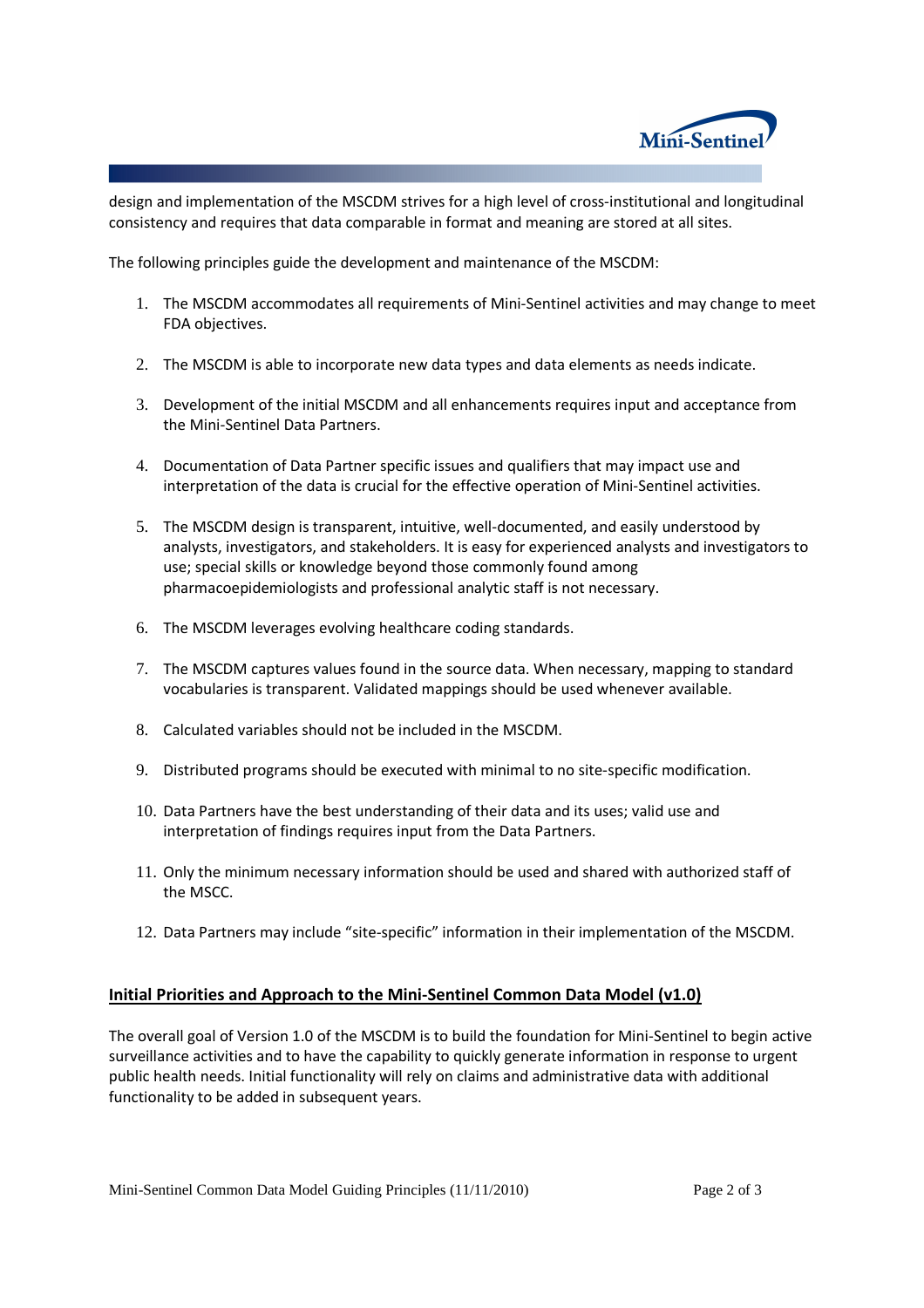design and implementation of the MSCDM strives for a high level of cross-institutional and longitudinal consistency and requires that data comparable in format and meaning are stored at all sites.

The following principles guide the development and maintenance of the MSCDM:

1. The MSCDM accommodates all requirements of Mini-Sentinel activities and may change to meet FDA objectives.

2. The MSCDM is able to incorporate new data types and data elements as needs indicate.

3. Development of the initial MSCDM and all enhancements requires input and acceptance from the Mini-Sentinel Data Partners.

4. Documentation of Data Partner specific issues and qualifiers that may impact use and interpretation of the data is crucial for the effective operation of Mini-Sentinel activities.

5. The MSCDM design is transparent, intuitive, well-documented, and easily understood by analysts, investigators, and stakeholders. It is easy for experienced analysts and investigators to use; special skills or knowledge beyond those commonly found among pharmacoepidemiologists and professional analytic staff is not necessary.

6. The MSCDM leverages evolving healthcare coding standards.

7. The MSCDM captures values found in the source data. When necessary, mapping to standard vocabularies is transparent. Validated mappings should be used whenever available.

8. Calculated variables should not be included in the MSCDM.

9. Distributed programs should be executed with minimal to no site-specific modification.

10. Data Partners have the best understanding of their data and its uses; valid use and interpretation of findings requires input from the Data Partners.

11. Only the minimum necessary information should be used and shared with authorized staff of the MSCC.

12. Data Partners may include "site-specific" information in their implementation of the MSCDM.

## Initial Priorities and Approach to the Mini-Sentinel Common Data Model (v1.0)

The overall goal of Version 1.0 of the MSCDM is to build the foundation for Mini-Sentinel to begin active surveillance activities and to have the capability to quickly generate information in response to urgent public health needs. Initial functionality will rely on claims and administrative data with additional functionality to be added in subsequent years.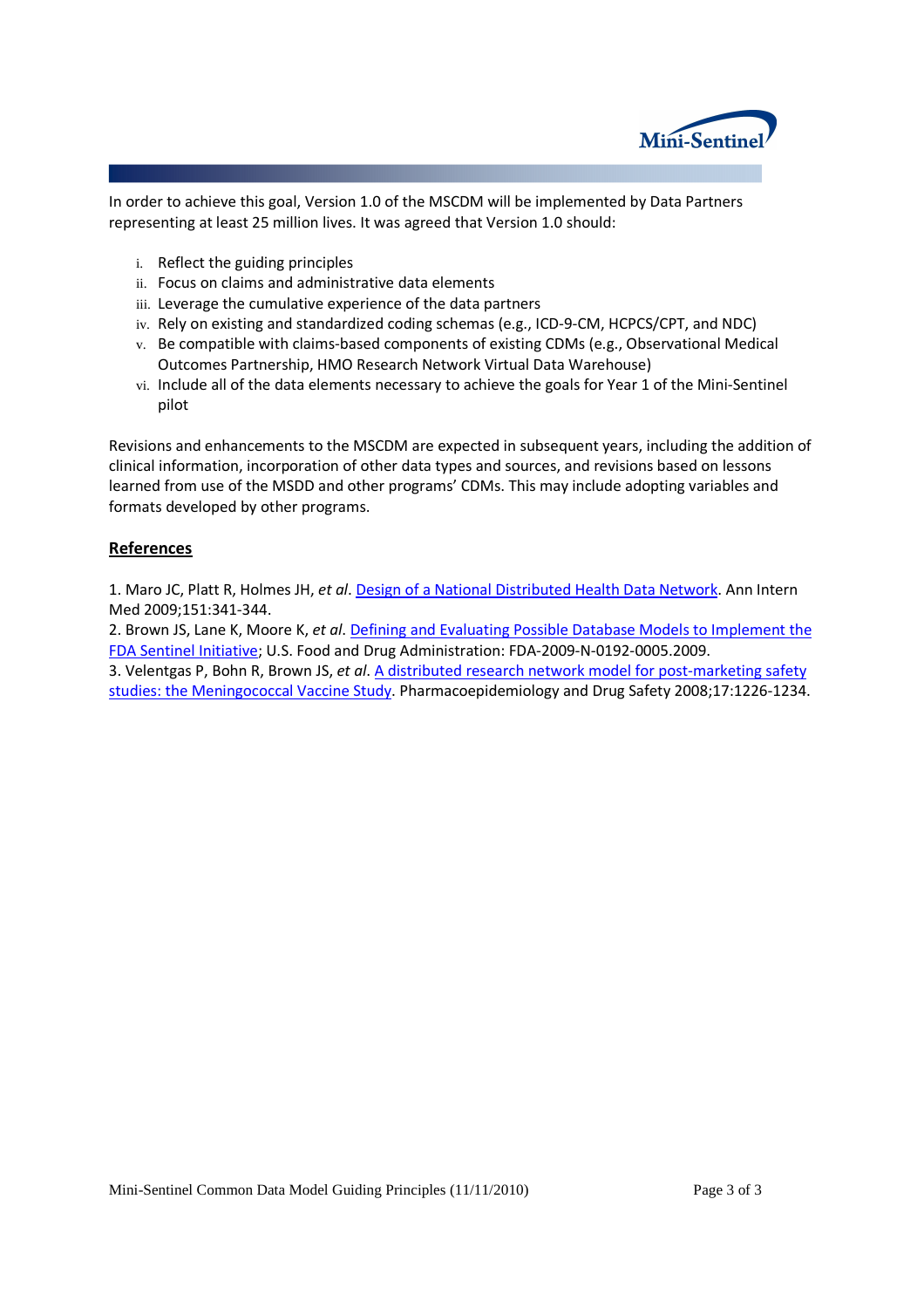In order to achieve this goal, Version 1.0 of the MSCDM will be implemented by Data Partners representing at least 25 million lives. It was agreed that Version 1.0 should:

i. Reflect the guiding principles
ii. Focus on claims and administrative data elements
iii. Leverage the cumulative experience of the data partners
iv. Rely on existing and standardized coding schemas (e.g., ICD-9-CM, HCPCS/CPT, and NDC)
v. Be compatible with claims-based components of existing CDMs (e.g., Observational Medical Outcomes Partnership, HMO Research Network Virtual Data Warehouse)
vi. Include all of the data elements necessary to achieve the goals for Year 1 of the Mini-Sentinel pilot

Revisions and enhancements to the MSCDM are expected in subsequent years, including the addition of clinical information, incorporation of other data types and sources, and revisions based on lessons learned from use of the MSDD and other programs' CDMs. This may include adopting variables and formats developed by other programs.

## References

1. Maro JC, Platt R, Holmes JH, *et al*. Design of a National Distributed Health Data Network. Ann Intern Med 2009;151:341-344.
2. Brown JS, Lane K, Moore K, *et al*. Defining and Evaluating Possible Database Models to Implement the FDA Sentinel Initiative; U.S. Food and Drug Administration: FDA-2009-N-0192-0005.2009.
3. Velentgas P, Bohn R, Brown JS, *et al*. A distributed research network model for post-marketing safety studies: the Meningococcal Vaccine Study. Pharmacoepidemiology and Drug Safety 2008;17:1226-1234.